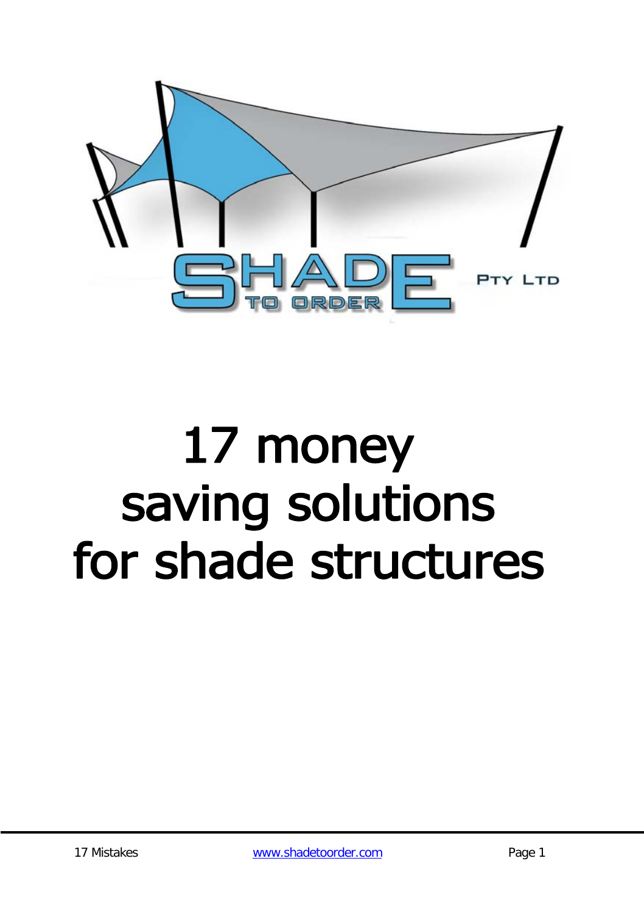SHADE TO ORDER PTY LTD

# 17 money saving solutions for shade structures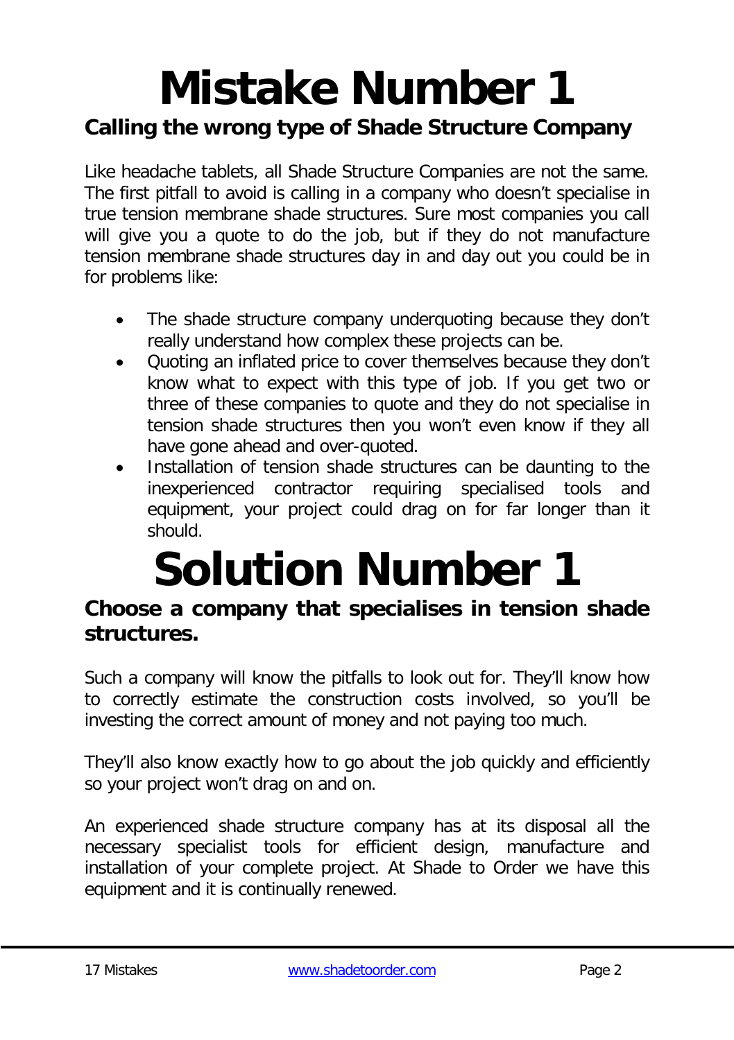# Mistake Number 1

## Calling the wrong type of Shade Structure Company

Like headache tablets, all Shade Structure Companies are not the same. The first pitfall to avoid is calling in a company who doesn't specialise in true tension membrane shade structures. Sure most companies you call will give you a quote to do the job, but if they do not manufacture tension membrane shade structures day in and day out you could be in for problems like:

- The shade structure company underquoting because they don't really understand how complex these projects can be.
- Quoting an inflated price to cover themselves because they don't know what to expect with this type of job. If you get two or three of these companies to quote and they do not specialise in tension shade structures then you won't even know if they all have gone ahead and over-quoted.
- Installation of tension shade structures can be daunting to the inexperienced contractor requiring specialised tools and equipment, your project could drag on for far longer than it should.

# Solution Number 1

## Choose a company that specialises in tension shade structures.

Such a company will know the pitfalls to look out for. They'll know how to correctly estimate the construction costs involved, so you'll be investing the correct amount of money and not paying too much.

They'll also know exactly how to go about the job quickly and efficiently so your project won't drag on and on.

An experienced shade structure company has at its disposal all the necessary specialist tools for efficient design, manufacture and installation of your complete project. At Shade to Order we have this equipment and it is continually renewed.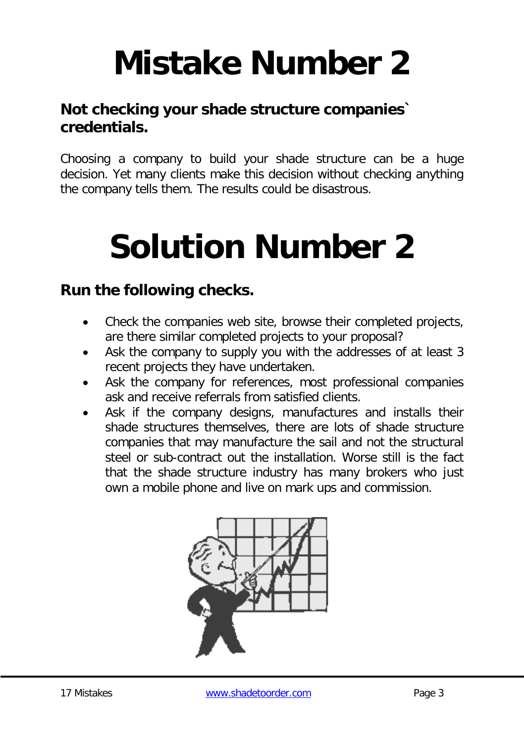# Mistake Number 2

## Not checking your shade structure companies` credentials.

Choosing a company to build your shade structure can be a huge decision. Yet many clients make this decision without checking anything the company tells them. The results could be disastrous.

# Solution Number 2

## Run the following checks.

- Check the companies web site, browse their completed projects, are there similar completed projects to your proposal?
- Ask the company to supply you with the addresses of at least 3 recent projects they have undertaken.
- Ask the company for references, most professional companies ask and receive referrals from satisfied clients.
- Ask if the company designs, manufactures and installs their shade structures themselves, there are lots of shade structure companies that may manufacture the sail and not the structural steel or sub-contract out the installation. Worse still is the fact that the shade structure industry has many brokers who just own a mobile phone and live on mark ups and commission.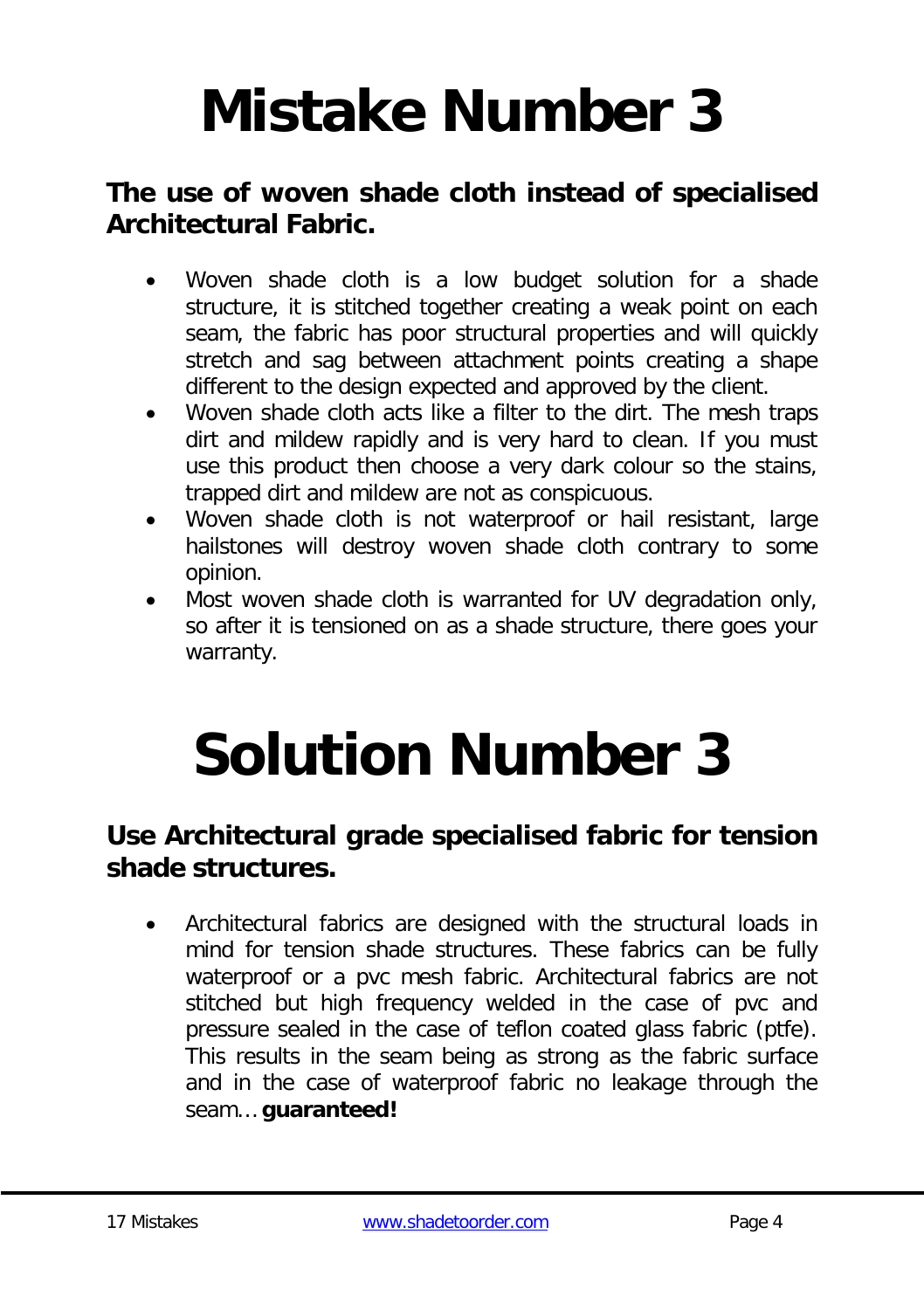# Mistake Number 3

## The use of woven shade cloth instead of specialised Architectural Fabric.

- Woven shade cloth is a low budget solution for a shade structure, it is stitched together creating a weak point on each seam, the fabric has poor structural properties and will quickly stretch and sag between attachment points creating a shape different to the design expected and approved by the client.
- Woven shade cloth acts like a filter to the dirt. The mesh traps dirt and mildew rapidly and is very hard to clean. If you must use this product then choose a very dark colour so the stains, trapped dirt and mildew are not as conspicuous.
- Woven shade cloth is not waterproof or hail resistant, large hailstones will destroy woven shade cloth contrary to some opinion.
- Most woven shade cloth is warranted for UV degradation only, so after it is tensioned on as a shade structure, there goes your warranty.

# Solution Number 3

## Use Architectural grade specialised fabric for tension shade structures.

- Architectural fabrics are designed with the structural loads in mind for tension shade structures. These fabrics can be fully waterproof or a pvc mesh fabric. Architectural fabrics are not stitched but high frequency welded in the case of pvc and pressure sealed in the case of teflon coated glass fabric (ptfe). This results in the seam being as strong as the fabric surface and in the case of waterproof fabric no leakage through the seam… **guaranteed!**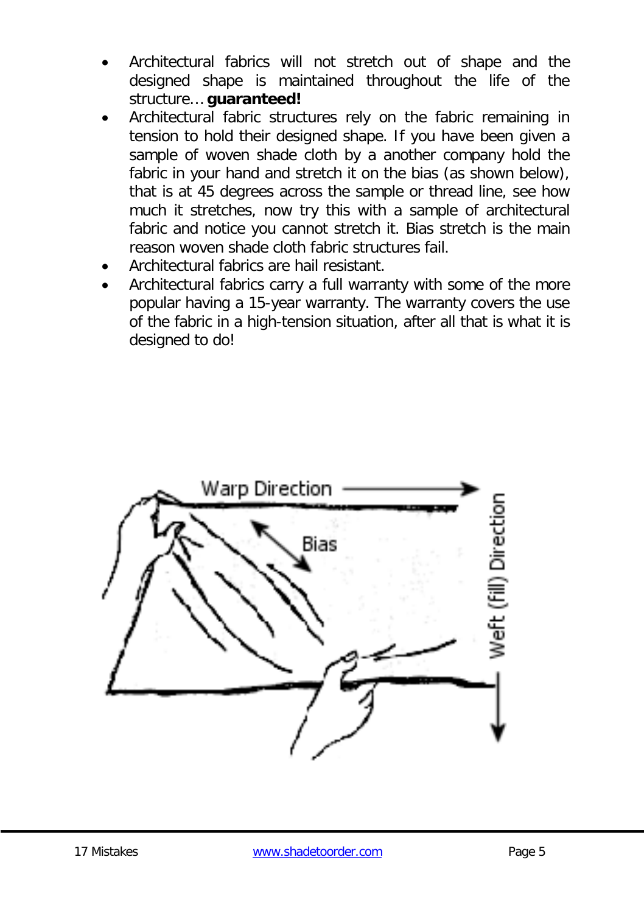- Architectural fabrics will not stretch out of shape and the designed shape is maintained throughout the life of the structure… **guaranteed!**
- Architectural fabric structures rely on the fabric remaining in tension to hold their designed shape. If you have been given a sample of woven shade cloth by a another company hold the fabric in your hand and stretch it on the bias (as shown below), that is at 45 degrees across the sample or thread line, see how much it stretches, now try this with a sample of architectural fabric and notice you cannot stretch it. Bias stretch is the main reason woven shade cloth fabric structures fail.
- Architectural fabrics are hail resistant.
- Architectural fabrics carry a full warranty with some of the more popular having a 15-year warranty. The warranty covers the use of the fabric in a high-tension situation, after all that is what it is designed to do!

Warp Direction

Bias

Weft (Fill) Direction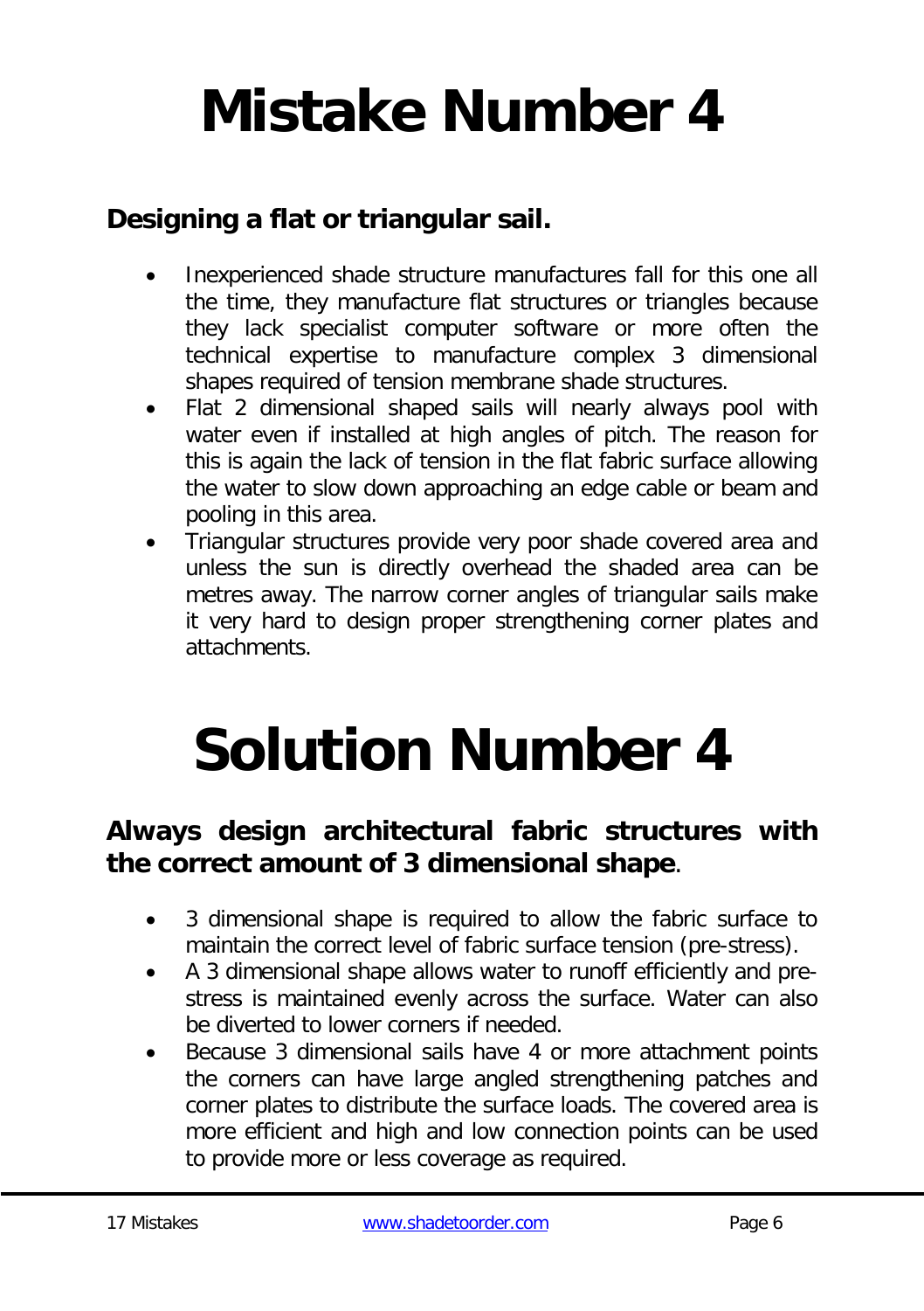# Mistake Number 4

## Designing a flat or triangular sail.

- Inexperienced shade structure manufactures fall for this one all the time, they manufacture flat structures or triangles because they lack specialist computer software or more often the technical expertise to manufacture complex 3 dimensional shapes required of tension membrane shade structures.
- Flat 2 dimensional shaped sails will nearly always pool with water even if installed at high angles of pitch. The reason for this is again the lack of tension in the flat fabric surface allowing the water to slow down approaching an edge cable or beam and pooling in this area.
- Triangular structures provide very poor shade covered area and unless the sun is directly overhead the shaded area can be metres away. The narrow corner angles of triangular sails make it very hard to design proper strengthening corner plates and attachments.

# Solution Number 4

## Always design architectural fabric structures with the correct amount of 3 dimensional shape.

- 3 dimensional shape is required to allow the fabric surface to maintain the correct level of fabric surface tension (pre-stress).
- A 3 dimensional shape allows water to runoff efficiently and pre-stress is maintained evenly across the surface. Water can also be diverted to lower corners if needed.
- Because 3 dimensional sails have 4 or more attachment points the corners can have large angled strengthening patches and corner plates to distribute the surface loads. The covered area is more efficient and high and low connection points can be used to provide more or less coverage as required.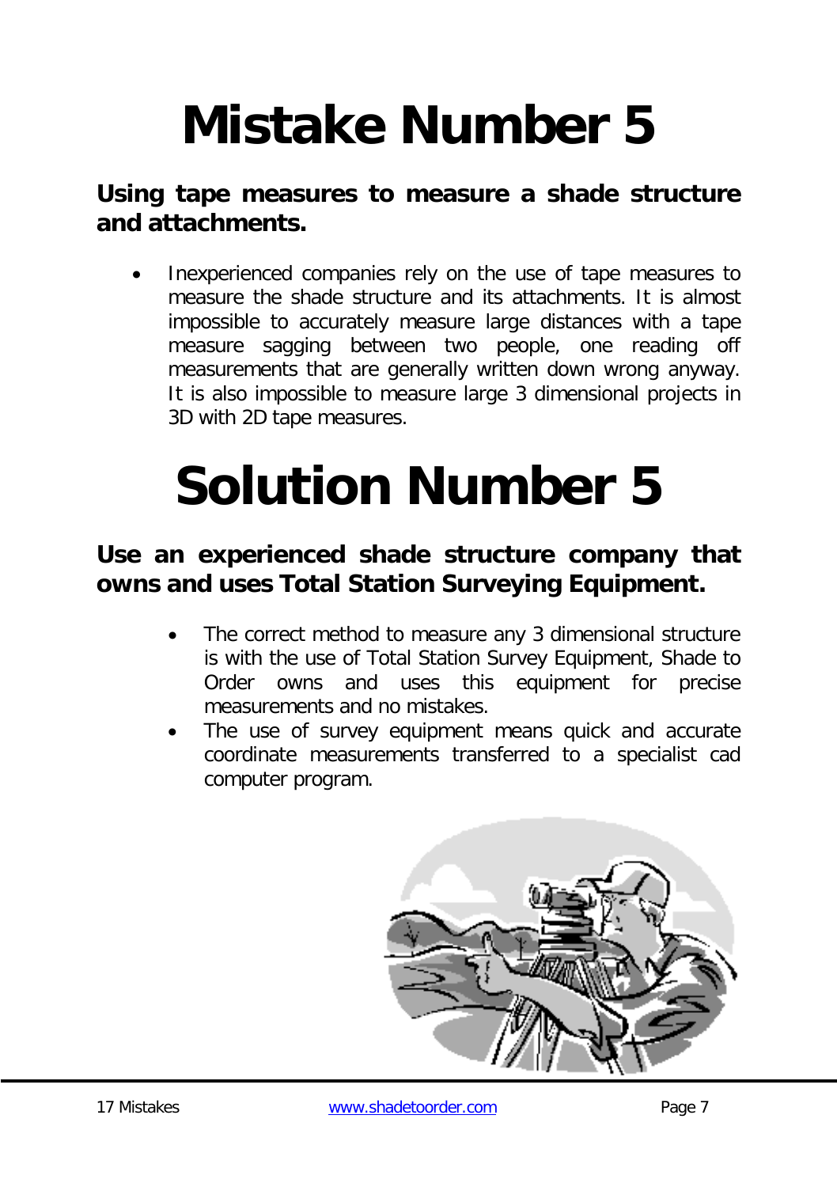# Mistake Number 5

**Using tape measures to measure a shade structure and attachments.**

- Inexperienced companies rely on the use of tape measures to measure the shade structure and its attachments. It is almost impossible to accurately measure large distances with a tape measure sagging between two people, one reading off measurements that are generally written down wrong anyway. It is also impossible to measure large 3 dimensional projects in 3D with 2D tape measures.

# Solution Number 5

**Use an experienced shade structure company that owns and uses Total Station Surveying Equipment.**

- The correct method to measure any 3 dimensional structure is with the use of Total Station Survey Equipment, Shade to Order owns and uses this equipment for precise measurements and no mistakes.
- The use of survey equipment means quick and accurate coordinate measurements transferred to a specialist cad computer program.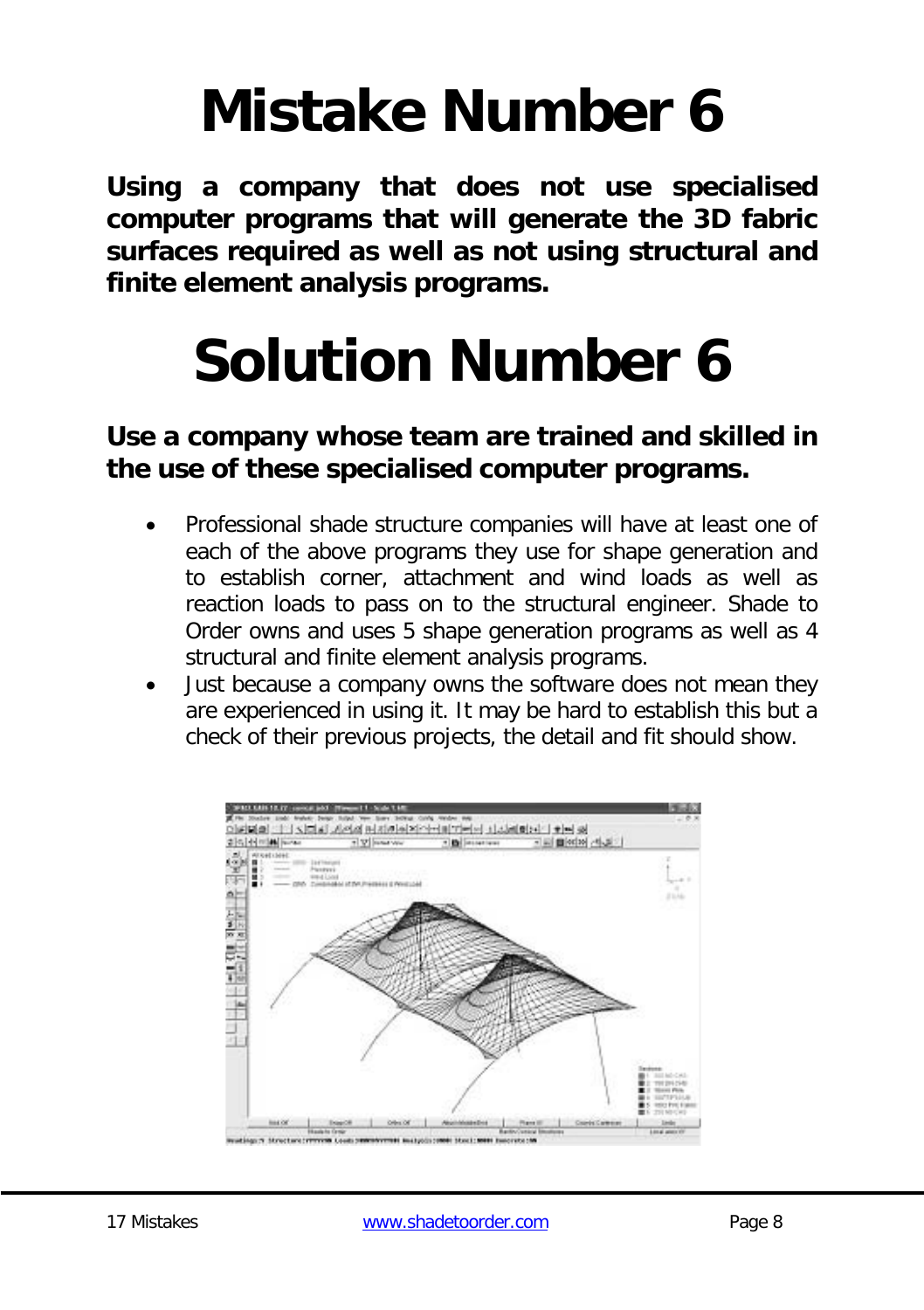# Mistake Number 6

**Using a company that does not use specialised computer programs that will generate the 3D fabric surfaces required as well as not using structural and finite element analysis programs.**

# Solution Number 6

**Use a company whose team are trained and skilled in the use of these specialised computer programs.**

- Professional shade structure companies will have at least one of each of the above programs they use for shape generation and to establish corner, attachment and wind loads as well as reaction loads to pass on to the structural engineer. Shade to Order owns and uses 5 shape generation programs as well as 4 structural and finite element analysis programs.
- Just because a company owns the software does not mean they are experienced in using it. It may be hard to establish this but a check of their previous projects, the detail and fit should show.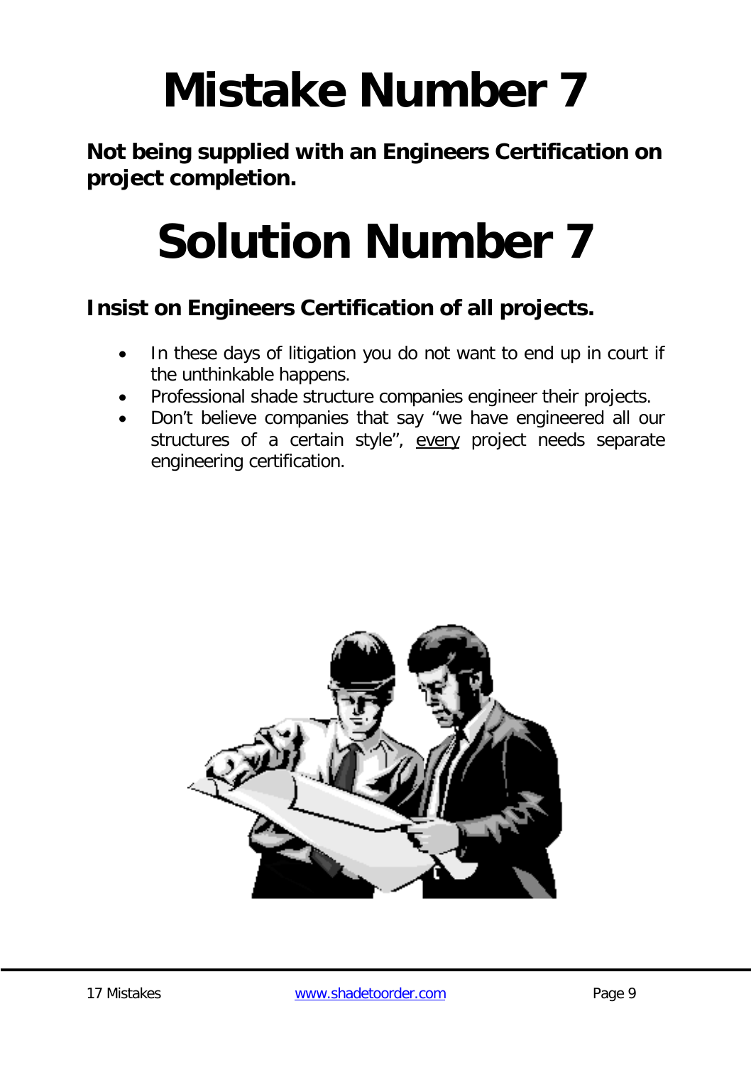# Mistake Number 7

**Not being supplied with an Engineers Certification on project completion.**

# Solution Number 7

**Insist on Engineers Certification of all projects.**

- In these days of litigation you do not want to end up in court if the unthinkable happens.
- Professional shade structure companies engineer their projects.
- Don't believe companies that say "we have engineered all our structures of a certain style", <u>every</u> project needs separate engineering certification.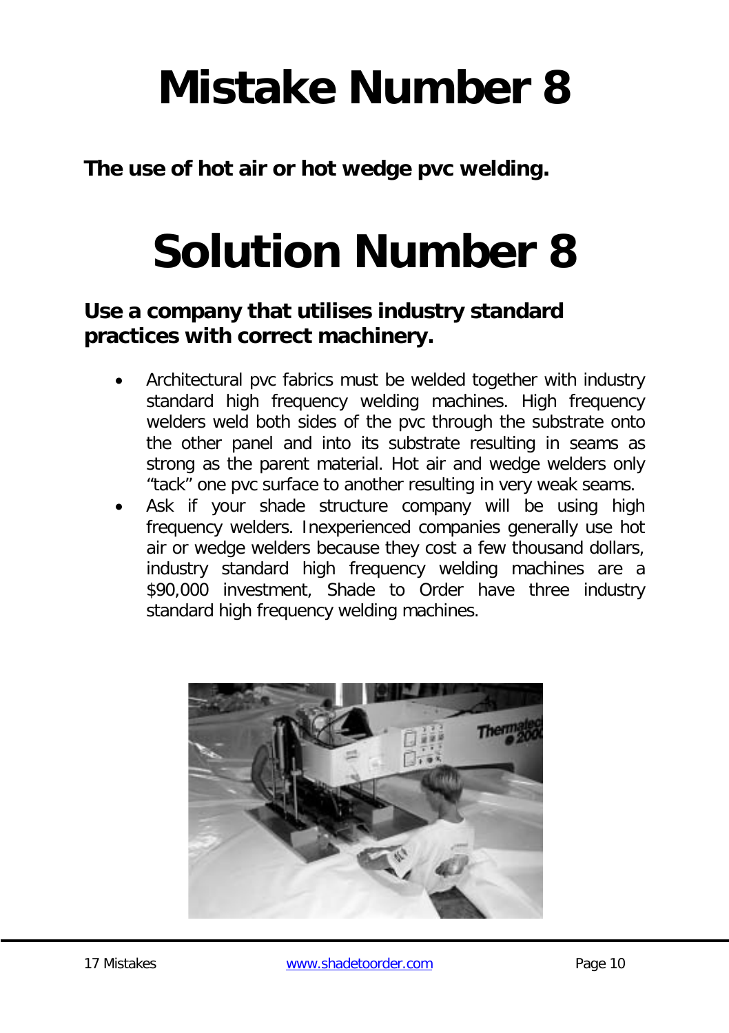# Mistake Number 8

**The use of hot air or hot wedge pvc welding.**

# Solution Number 8

**Use a company that utilises industry standard practices with correct machinery.**

- Architectural pvc fabrics must be welded together with industry standard high frequency welding machines. High frequency welders weld both sides of the pvc through the substrate onto the other panel and into its substrate resulting in seams as strong as the parent material. Hot air and wedge welders only "tack" one pvc surface to another resulting in very weak seams.
- Ask if your shade structure company will be using high frequency welders. Inexperienced companies generally use hot air or wedge welders because they cost a few thousand dollars, industry standard high frequency welding machines are a $90,000 investment, Shade to Order have three industry standard high frequency welding machines.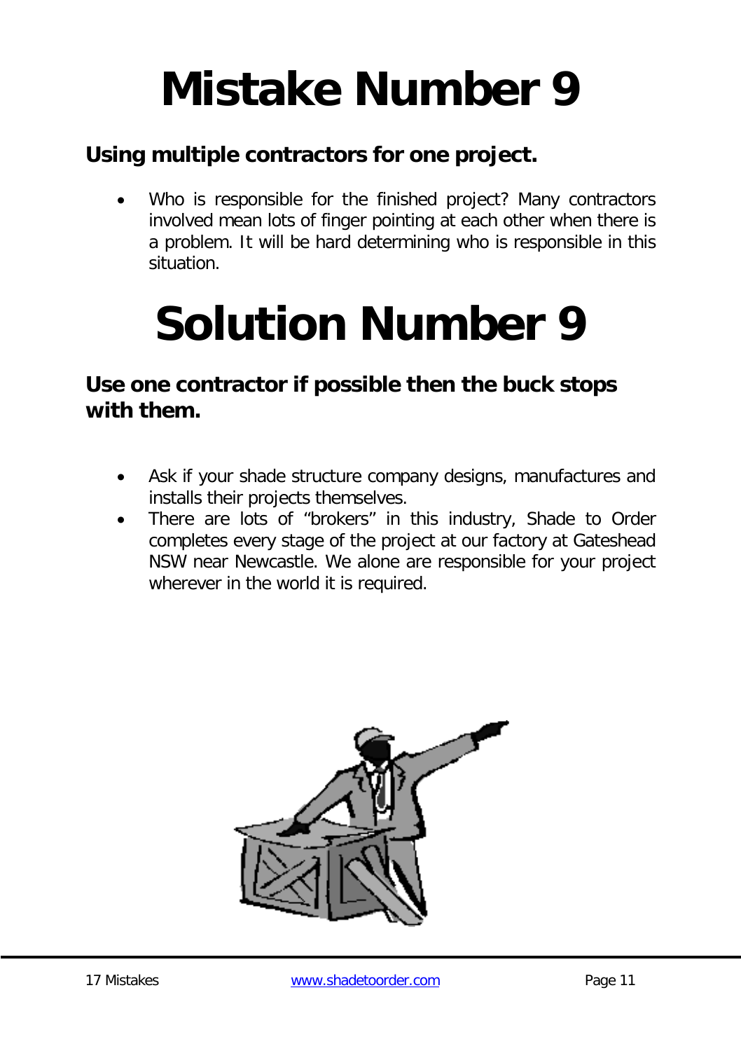# Mistake Number 9

## Using multiple contractors for one project.

- Who is responsible for the finished project? Many contractors involved mean lots of finger pointing at each other when there is a problem. It will be hard determining who is responsible in this situation.

# Solution Number 9

## Use one contractor if possible then the buck stops with them.

- Ask if your shade structure company designs, manufactures and installs their projects themselves.
- There are lots of "brokers" in this industry, Shade to Order completes every stage of the project at our factory at Gateshead NSW near Newcastle. We alone are responsible for your project wherever in the world it is required.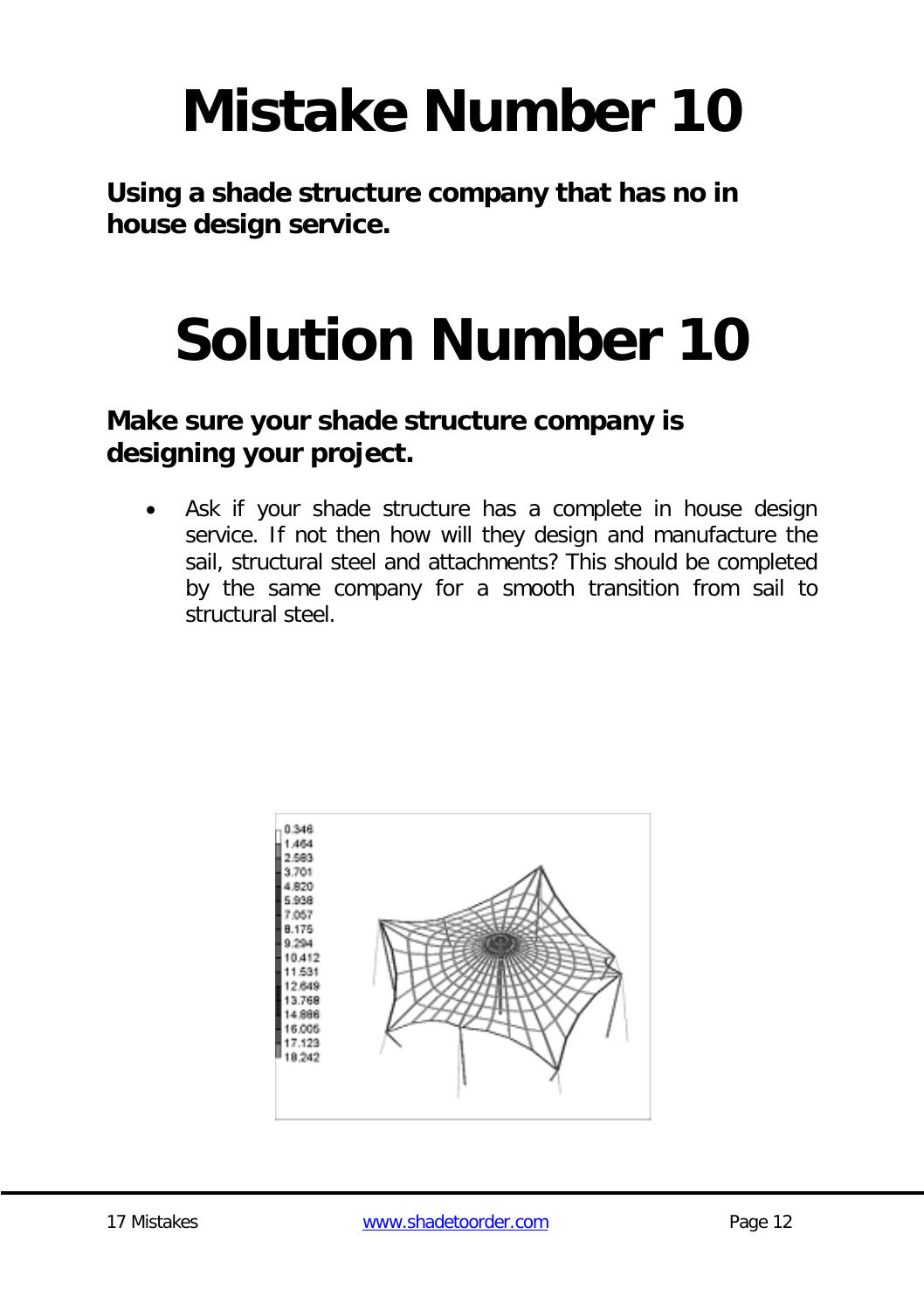# Mistake Number 10

**Using a shade structure company that has no in house design service.**

# Solution Number 10

**Make sure your shade structure company is designing your project.**

- Ask if your shade structure has a complete in house design service. If not then how will they design and manufacture the sail, structural steel and attachments? This should be completed by the same company for a smooth transition from sail to structural steel.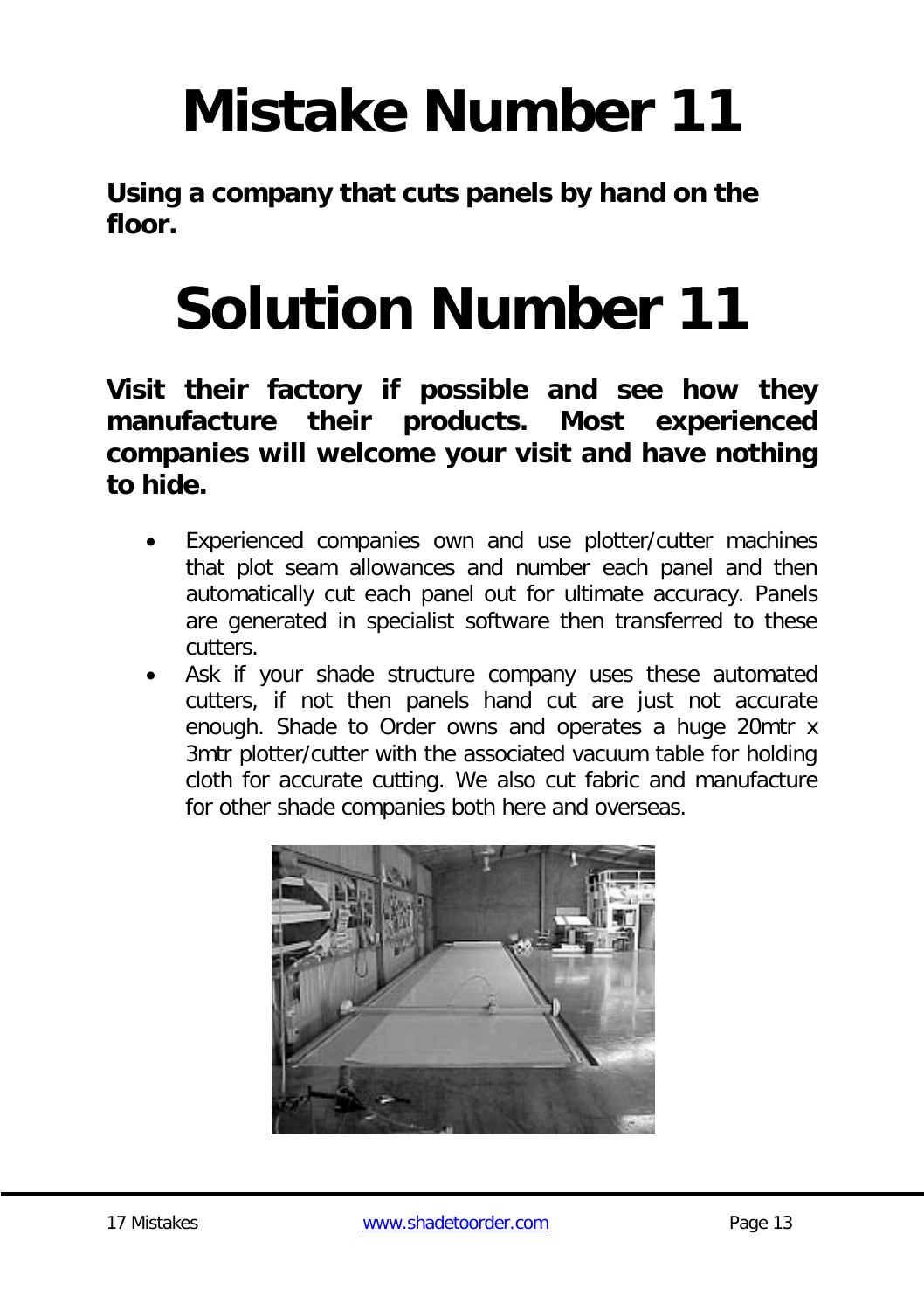# Mistake Number 11

**Using a company that cuts panels by hand on the floor.**

# Solution Number 11

**Visit their factory if possible and see how they manufacture their products. Most experienced companies will welcome your visit and have nothing to hide.**

- Experienced companies own and use plotter/cutter machines that plot seam allowances and number each panel and then automatically cut each panel out for ultimate accuracy. Panels are generated in specialist software then transferred to these cutters.
- Ask if your shade structure company uses these automated cutters, if not then panels hand cut are just not accurate enough. Shade to Order owns and operates a huge 20mtr x 3mtr plotter/cutter with the associated vacuum table for holding cloth for accurate cutting. We also cut fabric and manufacture for other shade companies both here and overseas.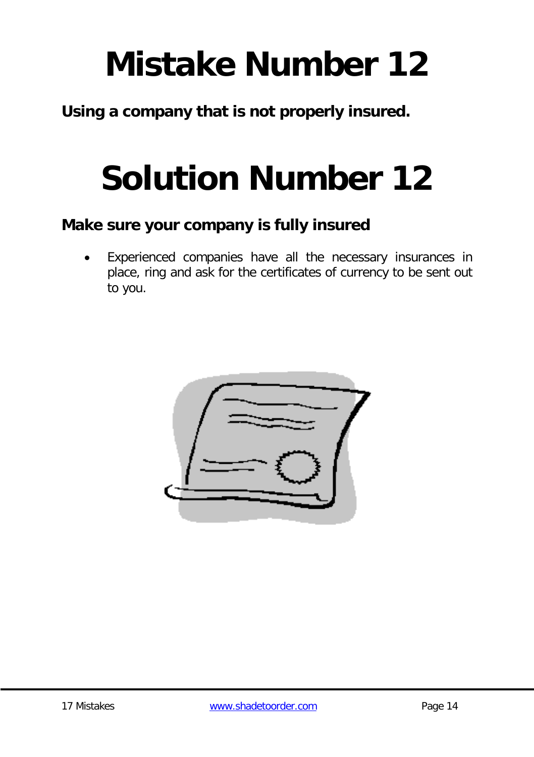# Mistake Number 12

**Using a company that is not properly insured.**

# Solution Number 12

**Make sure your company is fully insured**

- Experienced companies have all the necessary insurances in place, ring and ask for the certificates of currency to be sent out to you.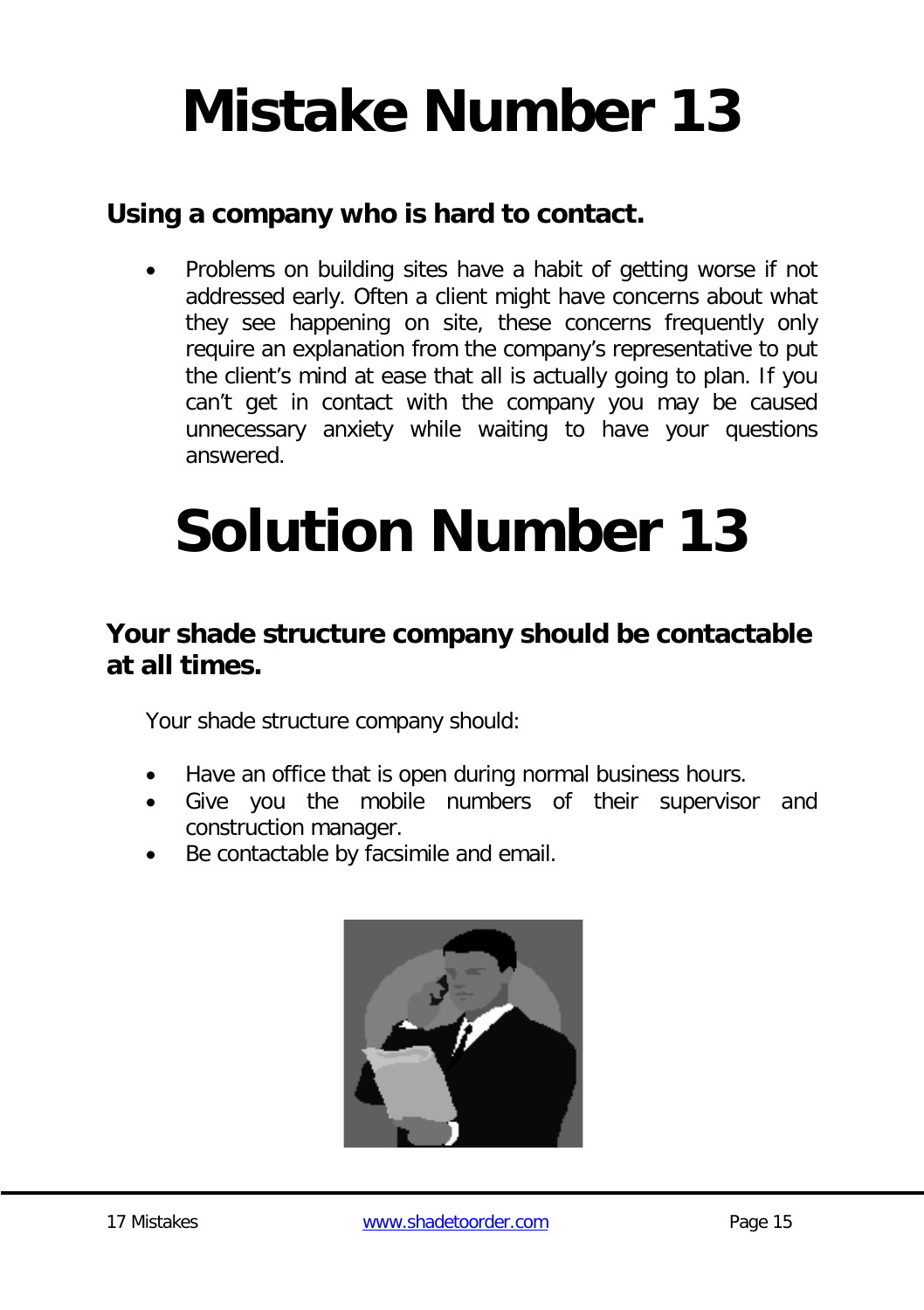# Mistake Number 13

## Using a company who is hard to contact.

- Problems on building sites have a habit of getting worse if not addressed early. Often a client might have concerns about what they see happening on site, these concerns frequently only require an explanation from the company's representative to put the client's mind at ease that all is actually going to plan. If you can't get in contact with the company you may be caused unnecessary anxiety while waiting to have your questions answered.

# Solution Number 13

## Your shade structure company should be contactable at all times.

Your shade structure company should:

- Have an office that is open during normal business hours.
- Give you the mobile numbers of their supervisor and construction manager.
- Be contactable by facsimile and email.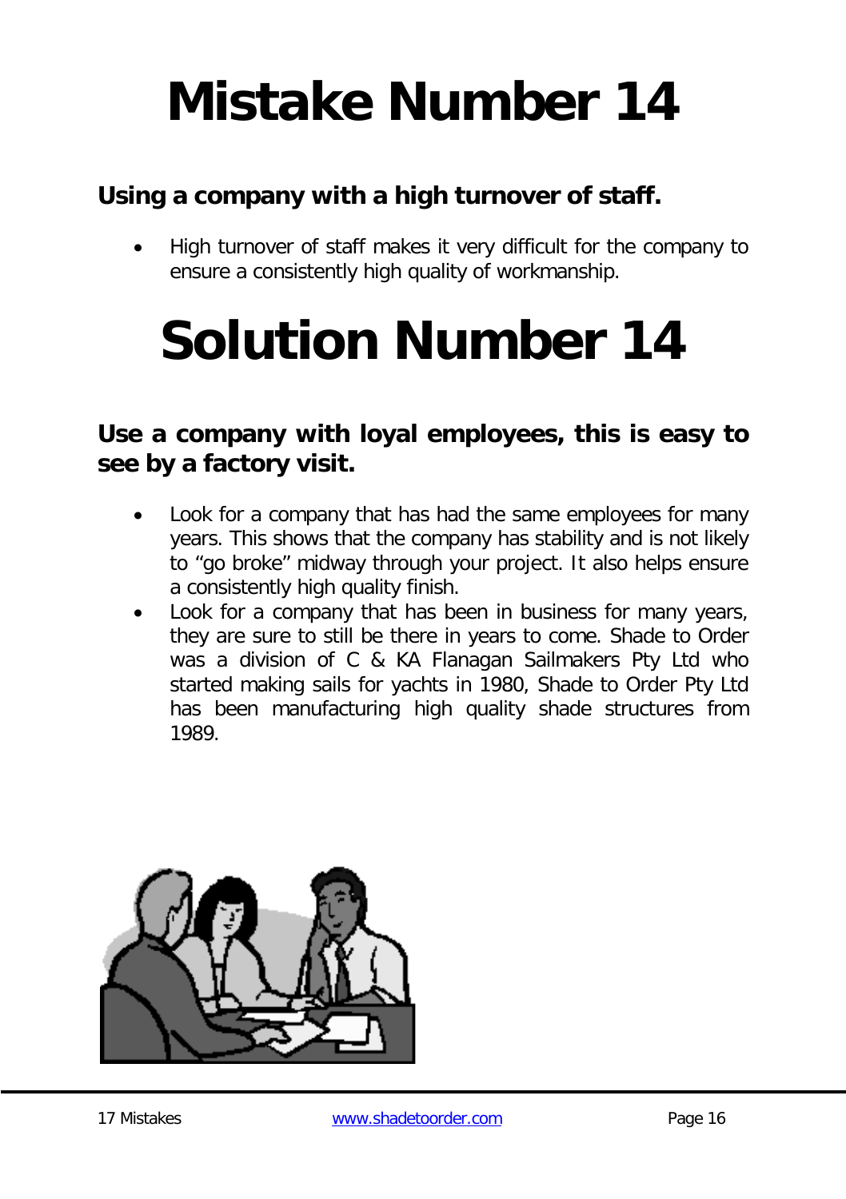# Mistake Number 14

**Using a company with a high turnover of staff.**

- High turnover of staff makes it very difficult for the company to ensure a consistently high quality of workmanship.

# Solution Number 14

**Use a company with loyal employees, this is easy to see by a factory visit.**

- Look for a company that has had the same employees for many years. This shows that the company has stability and is not likely to “go broke” midway through your project. It also helps ensure a consistently high quality finish.
- Look for a company that has been in business for many years, they are sure to still be there in years to come. Shade to Order was a division of C & KA Flanagan Sailmakers Pty Ltd who started making sails for yachts in 1980, Shade to Order Pty Ltd has been manufacturing high quality shade structures from 1989.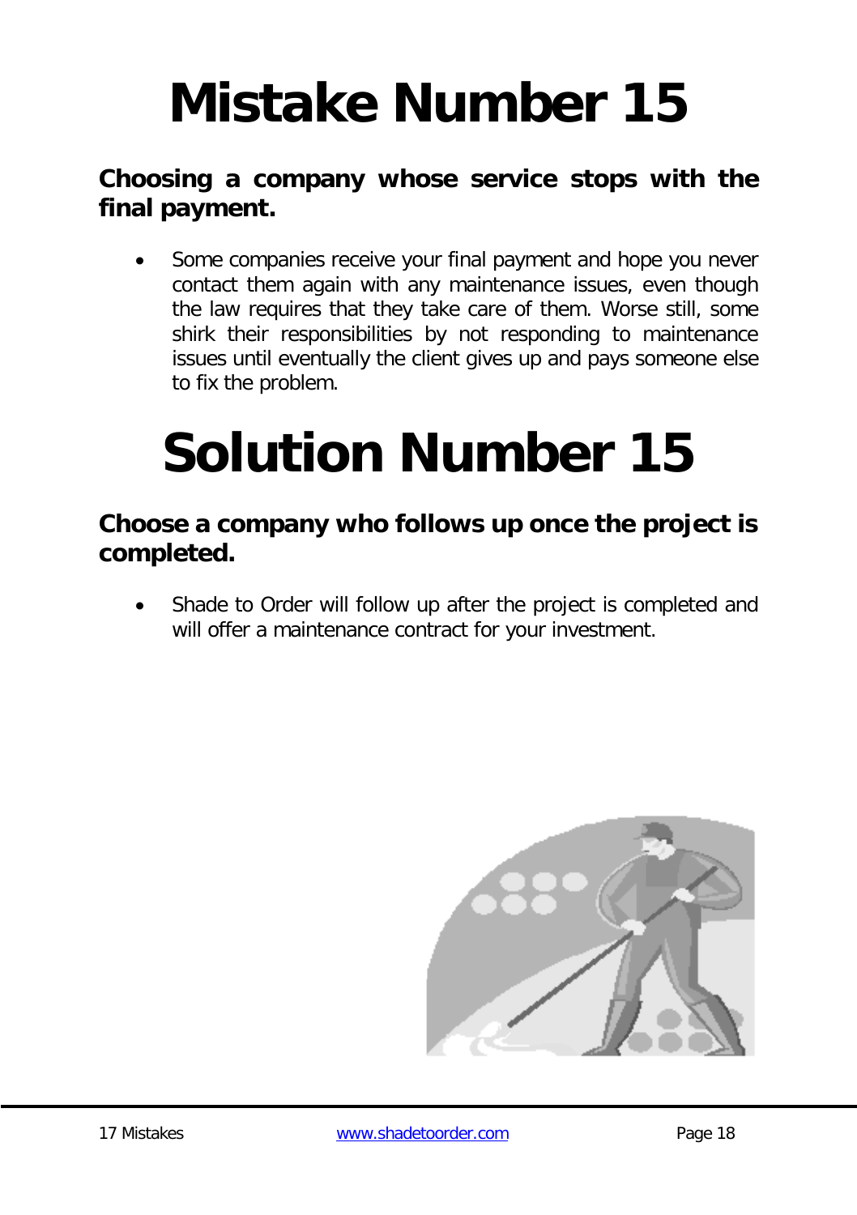# Mistake Number 15

**Choosing a company whose service stops with the final payment.**

- Some companies receive your final payment and hope you never contact them again with any maintenance issues, even though the law requires that they take care of them. Worse still, some shirk their responsibilities by not responding to maintenance issues until eventually the client gives up and pays someone else to fix the problem.

# Solution Number 15

**Choose a company who follows up once the project is completed.**

- Shade to Order will follow up after the project is completed and will offer a maintenance contract for your investment.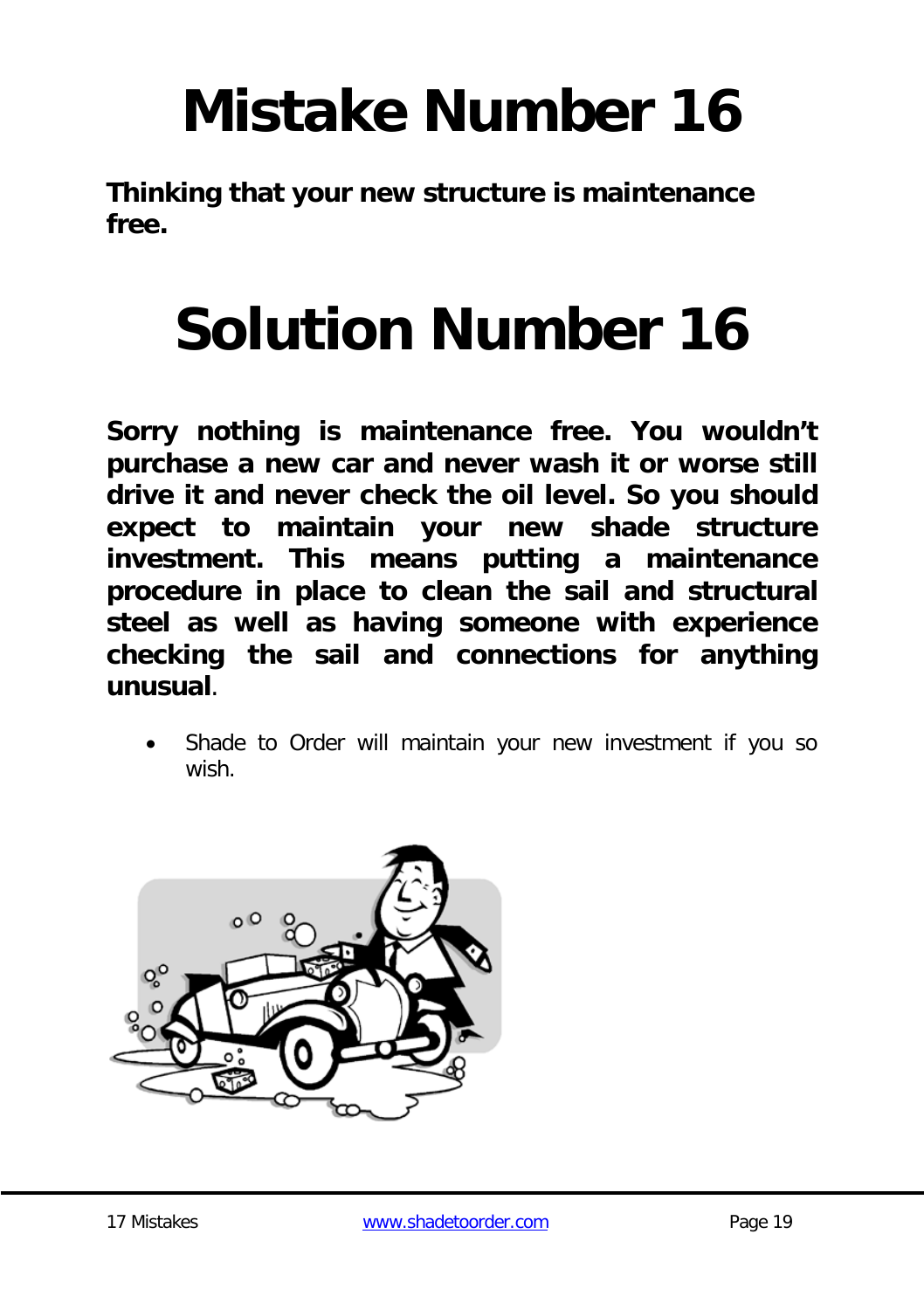# Mistake Number 16

**Thinking that your new structure is maintenance free.**

# Solution Number 16

**Sorry nothing is maintenance free. You wouldn't purchase a new car and never wash it or worse still drive it and never check the oil level. So you should expect to maintain your new shade structure investment. This means putting a maintenance procedure in place to clean the sail and structural steel as well as having someone with experience checking the sail and connections for anything unusual**.

- Shade to Order will maintain your new investment if you so wish.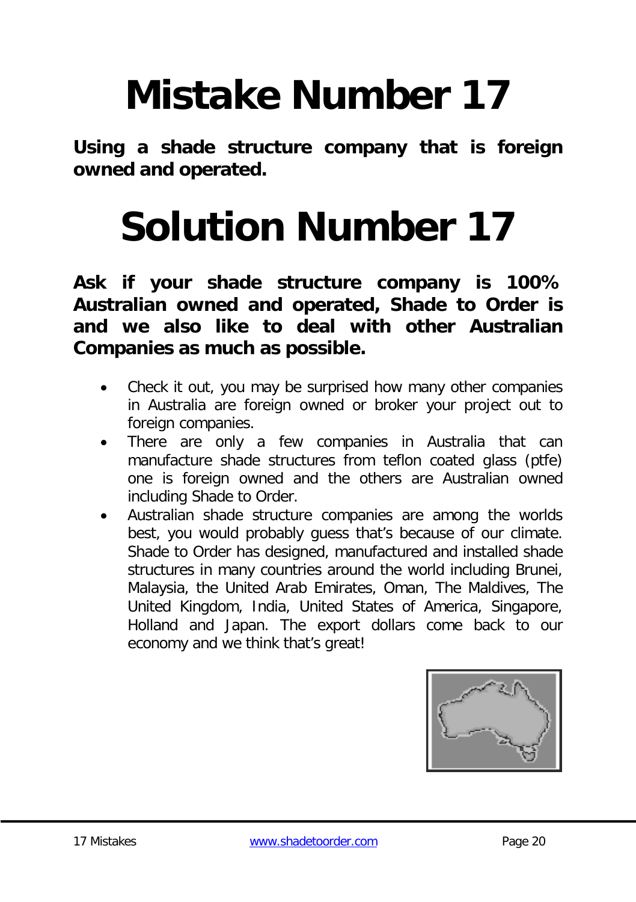# Mistake Number 17

**Using a shade structure company that is foreign owned and operated.**

# Solution Number 17

**Ask if your shade structure company is 100% Australian owned and operated, Shade to Order is and we also like to deal with other Australian Companies as much as possible.**

- Check it out, you may be surprised how many other companies in Australia are foreign owned or broker your project out to foreign companies.
- There are only a few companies in Australia that can manufacture shade structures from teflon coated glass (ptfe) one is foreign owned and the others are Australian owned including Shade to Order.
- Australian shade structure companies are among the worlds best, you would probably guess that's because of our climate. Shade to Order has designed, manufactured and installed shade structures in many countries around the world including Brunei, Malaysia, the United Arab Emirates, Oman, The Maldives, The United Kingdom, India, United States of America, Singapore, Holland and Japan. The export dollars come back to our economy and we think that's great!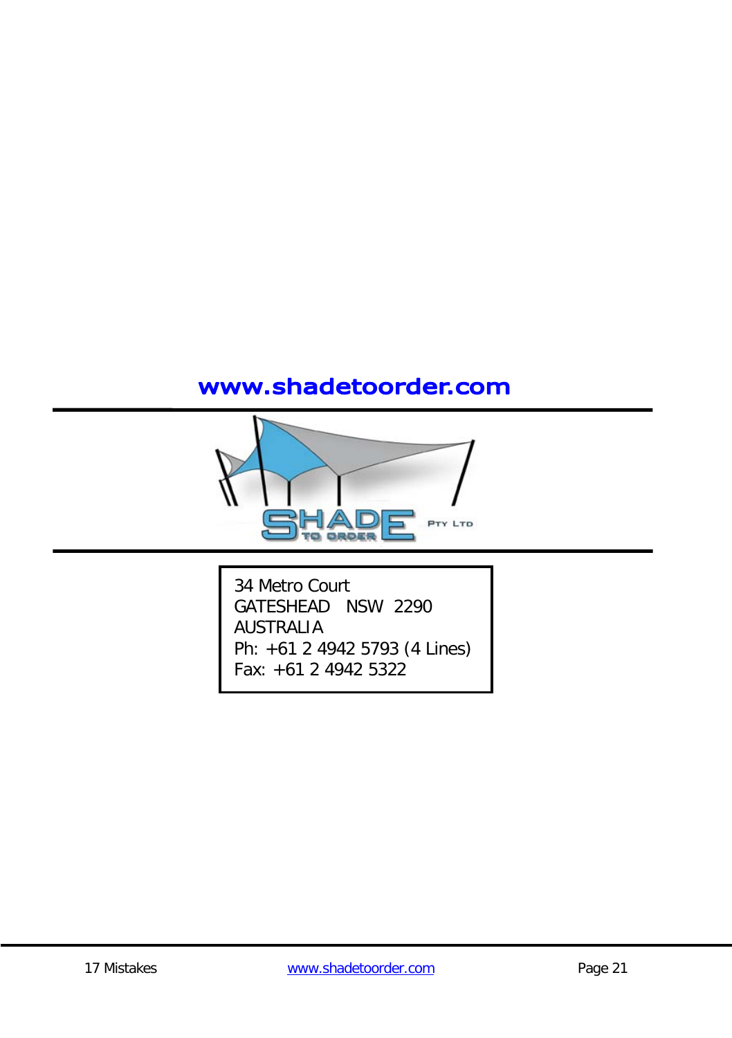**www.shadetoorder.com**

SHADE TO ORDER PTY LTD

34 Metro Court
GATESHEAD NSW 2290
AUSTRALIA
Ph: +61 2 4942 5793 (4 Lines)
Fax: +61 2 4942 5322